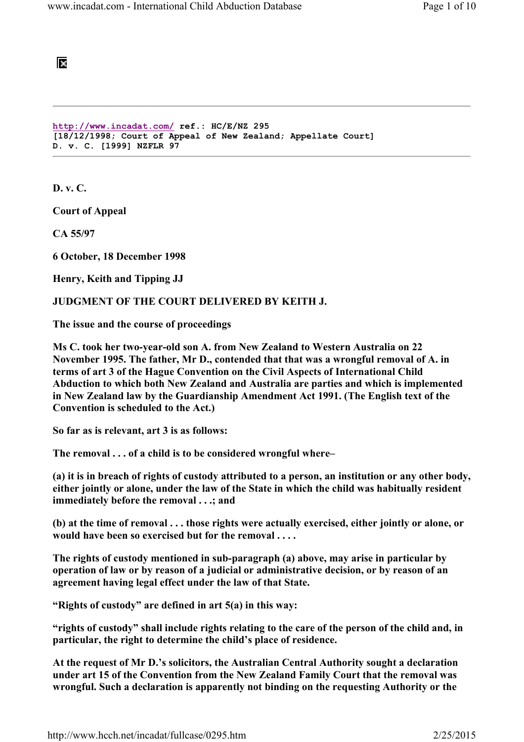http://www.incadat.com/ **ref.: HC/E/NZ 295**
**[18/12/1998; Court of Appeal of New Zealand; Appellate Court]**
**D. v. C. [1999] NZFLR 97**

---

**D. v. C.**

**Court of Appeal**

**CA 55/97**

**6 October, 18 December 1998**

**Henry, Keith and Tipping JJ**

**JUDGMENT OF THE COURT DELIVERED BY KEITH J.**

**The issue and the course of proceedings**

**Ms C. took her two-year-old son A. from New Zealand to Western Australia on 22 November 1995. The father, Mr D., contended that that was a wrongful removal of A. in terms of art 3 of the Hague Convention on the Civil Aspects of International Child Abduction to which both New Zealand and Australia are parties and which is implemented in New Zealand law by the Guardianship Amendment Act 1991. (The English text of the Convention is scheduled to the Act.)**

**So far as is relevant, art 3 is as follows:**

**The removal . . . of a child is to be considered wrongful where–**

**(a) it is in breach of rights of custody attributed to a person, an institution or any other body, either jointly or alone, under the law of the State in which the child was habitually resident immediately before the removal . . .; and**

**(b) at the time of removal . . . those rights were actually exercised, either jointly or alone, or would have been so exercised but for the removal . . . .**

**The rights of custody mentioned in sub-paragraph (a) above, may arise in particular by operation of law or by reason of a judicial or administrative decision, or by reason of an agreement having legal effect under the law of that State.**

**"Rights of custody" are defined in art 5(a) in this way:**

**"rights of custody" shall include rights relating to the care of the person of the child and, in particular, the right to determine the child's place of residence.**

**At the request of Mr D.'s solicitors, the Australian Central Authority sought a declaration under art 15 of the Convention from the New Zealand Family Court that the removal was wrongful. Such a declaration is apparently not binding on the requesting Authority or the**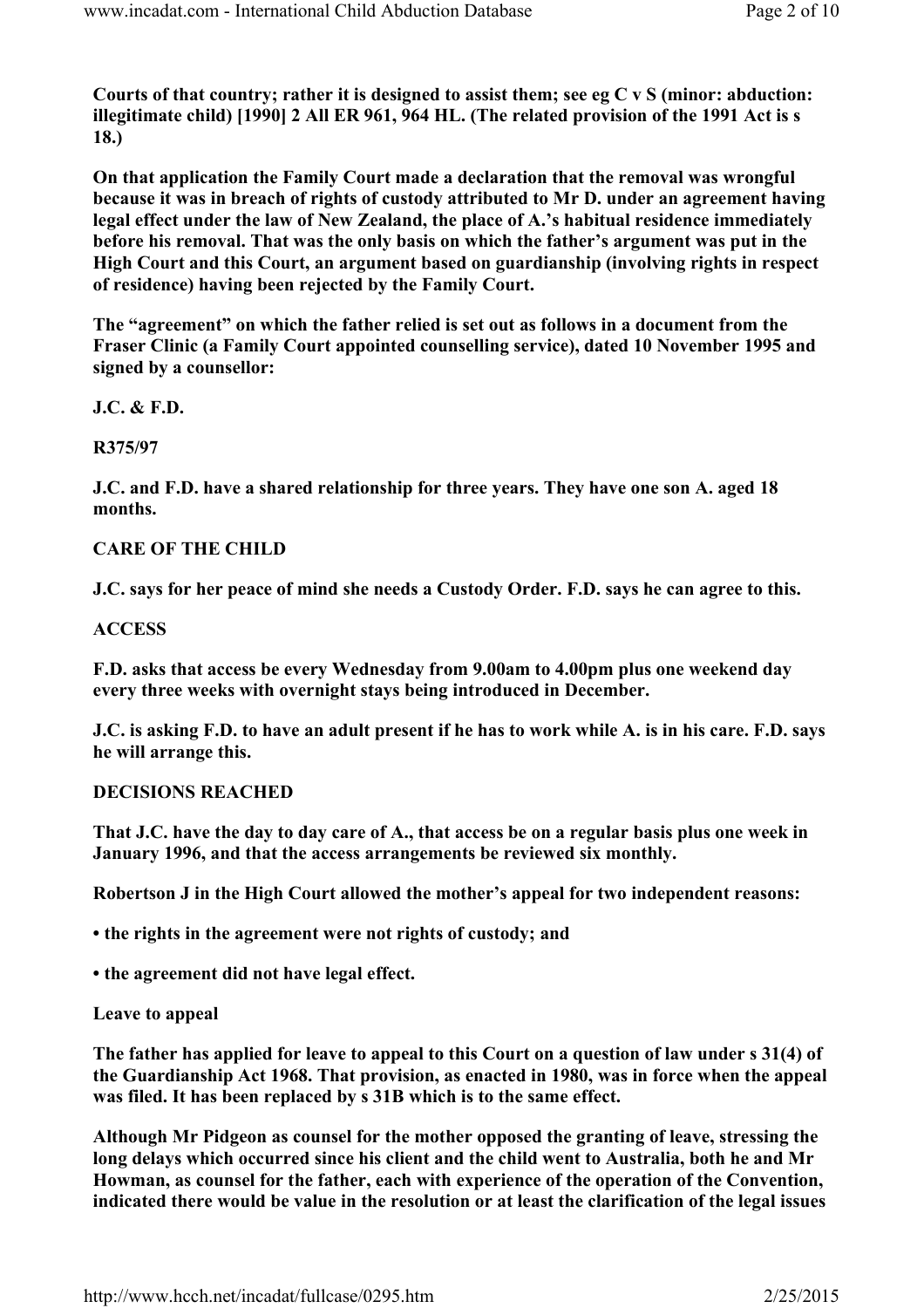**Courts of that country; rather it is designed to assist them; see eg C v S (minor: abduction: illegitimate child) [1990] 2 All ER 961, 964 HL. (The related provision of the 1991 Act is s 18.)**

**On that application the Family Court made a declaration that the removal was wrongful because it was in breach of rights of custody attributed to Mr D. under an agreement having legal effect under the law of New Zealand, the place of A.'s habitual residence immediately before his removal. That was the only basis on which the father's argument was put in the High Court and this Court, an argument based on guardianship (involving rights in respect of residence) having been rejected by the Family Court.**

**The "agreement" on which the father relied is set out as follows in a document from the Fraser Clinic (a Family Court appointed counselling service), dated 10 November 1995 and signed by a counsellor:**

**J.C. & F.D.**

**R375/97**

**J.C. and F.D. have a shared relationship for three years. They have one son A. aged 18 months.**

**CARE OF THE CHILD**

**J.C. says for her peace of mind she needs a Custody Order. F.D. says he can agree to this.**

**ACCESS**

**F.D. asks that access be every Wednesday from 9.00am to 4.00pm plus one weekend day every three weeks with overnight stays being introduced in December.**

**J.C. is asking F.D. to have an adult present if he has to work while A. is in his care. F.D. says he will arrange this.**

**DECISIONS REACHED**

**That J.C. have the day to day care of A., that access be on a regular basis plus one week in January 1996, and that the access arrangements be reviewed six monthly.**

**Robertson J in the High Court allowed the mother's appeal for two independent reasons:**

- **the rights in the agreement were not rights of custody; and**
- **the agreement did not have legal effect.**

**Leave to appeal**

**The father has applied for leave to appeal to this Court on a question of law under s 31(4) of the Guardianship Act 1968. That provision, as enacted in 1980, was in force when the appeal was filed. It has been replaced by s 31B which is to the same effect.**

**Although Mr Pidgeon as counsel for the mother opposed the granting of leave, stressing the long delays which occurred since his client and the child went to Australia, both he and Mr Howman, as counsel for the father, each with experience of the operation of the Convention, indicated there would be value in the resolution or at least the clarification of the legal issues**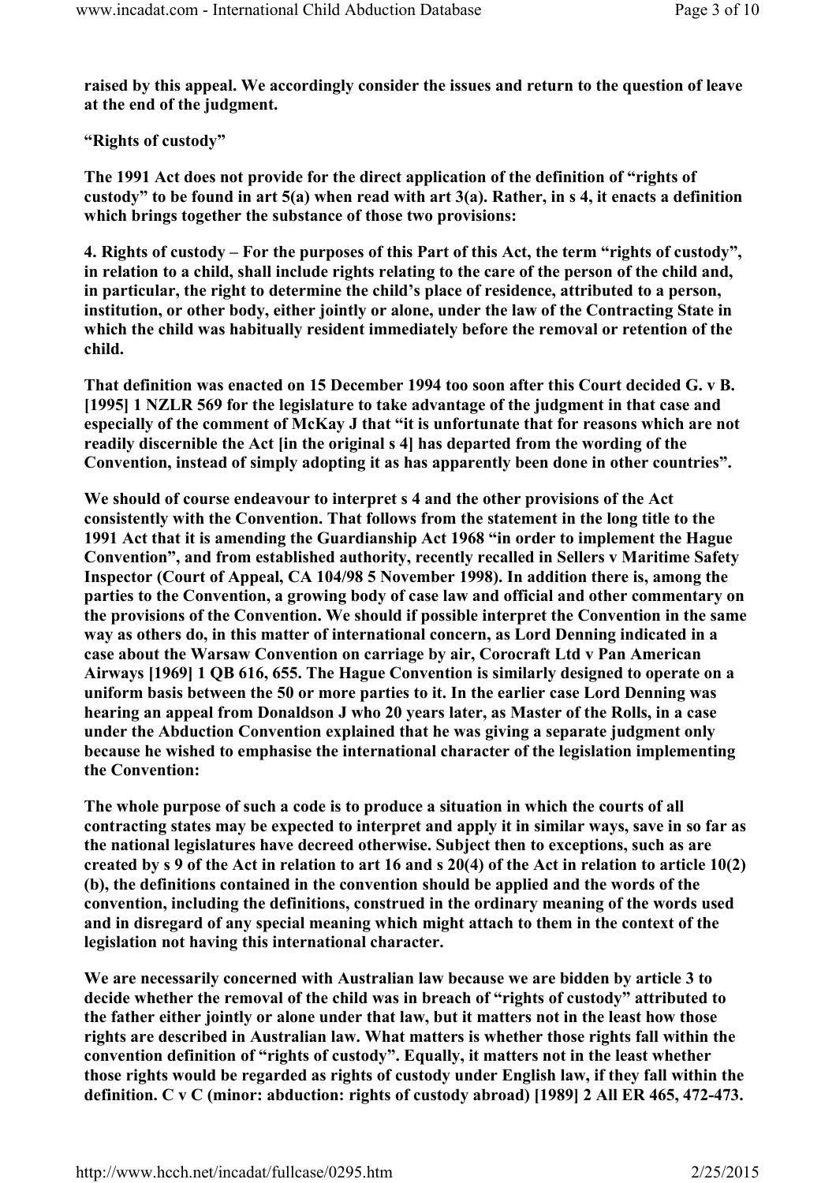**raised by this appeal. We accordingly consider the issues and return to the question of leave at the end of the judgment.**

**"Rights of custody"**

**The 1991 Act does not provide for the direct application of the definition of "rights of custody" to be found in art 5(a) when read with art 3(a). Rather, in s 4, it enacts a definition which brings together the substance of those two provisions:**

**4. Rights of custody – For the purposes of this Part of this Act, the term "rights of custody", in relation to a child, shall include rights relating to the care of the person of the child and, in particular, the right to determine the child's place of residence, attributed to a person, institution, or other body, either jointly or alone, under the law of the Contracting State in which the child was habitually resident immediately before the removal or retention of the child.**

**That definition was enacted on 15 December 1994 too soon after this Court decided G. v B. [1995] 1 NZLR 569 for the legislature to take advantage of the judgment in that case and especially of the comment of McKay J that "it is unfortunate that for reasons which are not readily discernible the Act [in the original s 4] has departed from the wording of the Convention, instead of simply adopting it as has apparently been done in other countries".**

**We should of course endeavour to interpret s 4 and the other provisions of the Act consistently with the Convention. That follows from the statement in the long title to the 1991 Act that it is amending the Guardianship Act 1968 "in order to implement the Hague Convention", and from established authority, recently recalled in Sellers v Maritime Safety Inspector (Court of Appeal, CA 104/98 5 November 1998). In addition there is, among the parties to the Convention, a growing body of case law and official and other commentary on the provisions of the Convention. We should if possible interpret the Convention in the same way as others do, in this matter of international concern, as Lord Denning indicated in a case about the Warsaw Convention on carriage by air, Corocraft Ltd v Pan American Airways [1969] 1 QB 616, 655. The Hague Convention is similarly designed to operate on a uniform basis between the 50 or more parties to it. In the earlier case Lord Denning was hearing an appeal from Donaldson J who 20 years later, as Master of the Rolls, in a case under the Abduction Convention explained that he was giving a separate judgment only because he wished to emphasise the international character of the legislation implementing the Convention:**

**The whole purpose of such a code is to produce a situation in which the courts of all contracting states may be expected to interpret and apply it in similar ways, save in so far as the national legislatures have decreed otherwise. Subject then to exceptions, such as are created by s 9 of the Act in relation to art 16 and s 20(4) of the Act in relation to article 10(2)(b), the definitions contained in the convention should be applied and the words of the convention, including the definitions, construed in the ordinary meaning of the words used and in disregard of any special meaning which might attach to them in the context of the legislation not having this international character.**

**We are necessarily concerned with Australian law because we are bidden by article 3 to decide whether the removal of the child was in breach of "rights of custody" attributed to the father either jointly or alone under that law, but it matters not in the least how those rights are described in Australian law. What matters is whether those rights fall within the convention definition of "rights of custody". Equally, it matters not in the least whether those rights would be regarded as rights of custody under English law, if they fall within the definition. C v C (minor: abduction: rights of custody abroad) [1989] 2 All ER 465, 472-473.**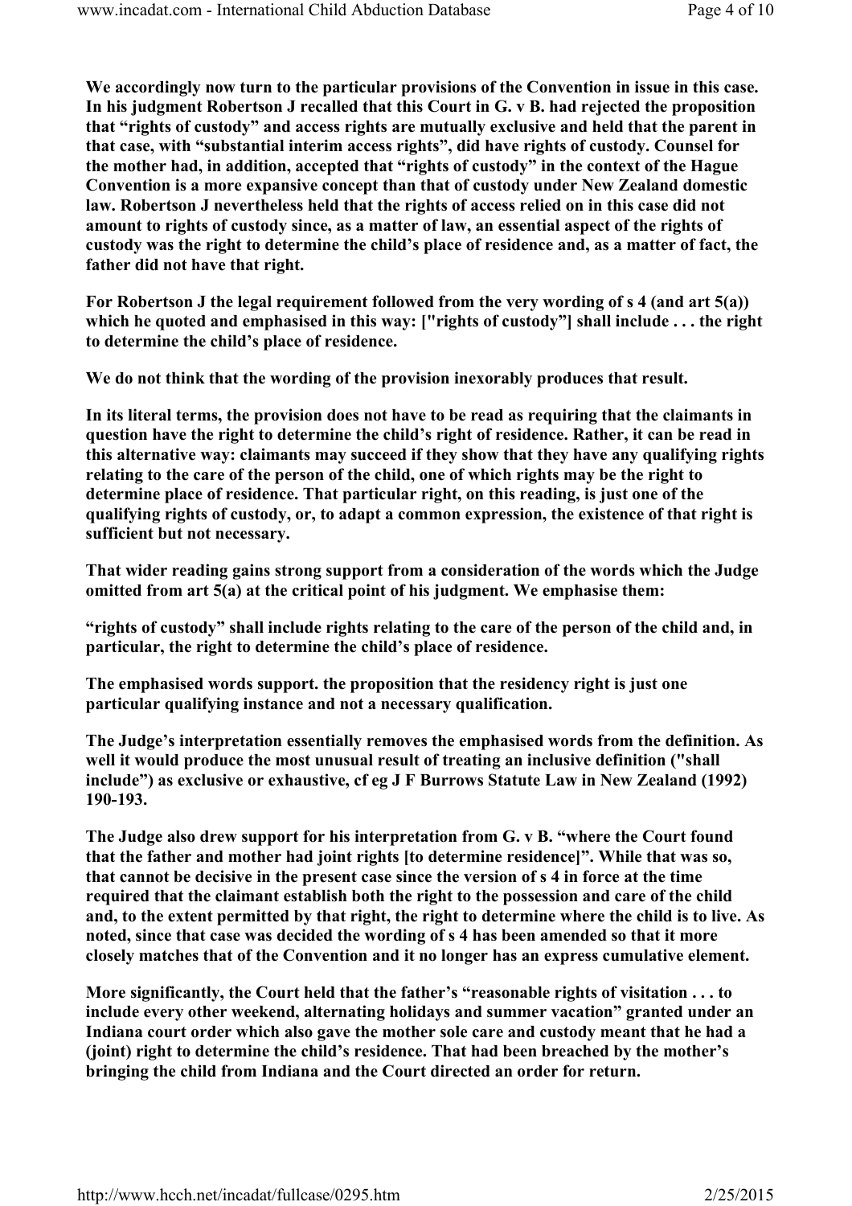We accordingly now turn to the particular provisions of the Convention in issue in this case. In his judgment Robertson J recalled that this Court in G. v B. had rejected the proposition that "rights of custody" and access rights are mutually exclusive and held that the parent in that case, with "substantial interim access rights", did have rights of custody. Counsel for the mother had, in addition, accepted that "rights of custody" in the context of the Hague Convention is a more expansive concept than that of custody under New Zealand domestic law. Robertson J nevertheless held that the rights of access relied on in this case did not amount to rights of custody since, as a matter of law, an essential aspect of the rights of custody was the right to determine the child's place of residence and, as a matter of fact, the father did not have that right.

For Robertson J the legal requirement followed from the very wording of s 4 (and art 5(a)) which he quoted and emphasised in this way: ["rights of custody"] shall include . . . the right to determine the child's place of residence.

We do not think that the wording of the provision inexorably produces that result.

In its literal terms, the provision does not have to be read as requiring that the claimants in question have the right to determine the child's right of residence. Rather, it can be read in this alternative way: claimants may succeed if they show that they have any qualifying rights relating to the care of the person of the child, one of which rights may be the right to determine place of residence. That particular right, on this reading, is just one of the qualifying rights of custody, or, to adapt a common expression, the existence of that right is sufficient but not necessary.

That wider reading gains strong support from a consideration of the words which the Judge omitted from art 5(a) at the critical point of his judgment. We emphasise them:

"rights of custody" shall include rights relating to the care of the person of the child and, in particular, the right to determine the child's place of residence.

The emphasised words support. the proposition that the residency right is just one particular qualifying instance and not a necessary qualification.

The Judge's interpretation essentially removes the emphasised words from the definition. As well it would produce the most unusual result of treating an inclusive definition ("shall include") as exclusive or exhaustive, cf eg J F Burrows Statute Law in New Zealand (1992) 190-193.

The Judge also drew support for his interpretation from G. v B. "where the Court found that the father and mother had joint rights [to determine residence]". While that was so, that cannot be decisive in the present case since the version of s 4 in force at the time required that the claimant establish both the right to the possession and care of the child and, to the extent permitted by that right, the right to determine where the child is to live. As noted, since that case was decided the wording of s 4 has been amended so that it more closely matches that of the Convention and it no longer has an express cumulative element.

More significantly, the Court held that the father's "reasonable rights of visitation . . . to include every other weekend, alternating holidays and summer vacation" granted under an Indiana court order which also gave the mother sole care and custody meant that he had a (joint) right to determine the child's residence. That had been breached by the mother's bringing the child from Indiana and the Court directed an order for return.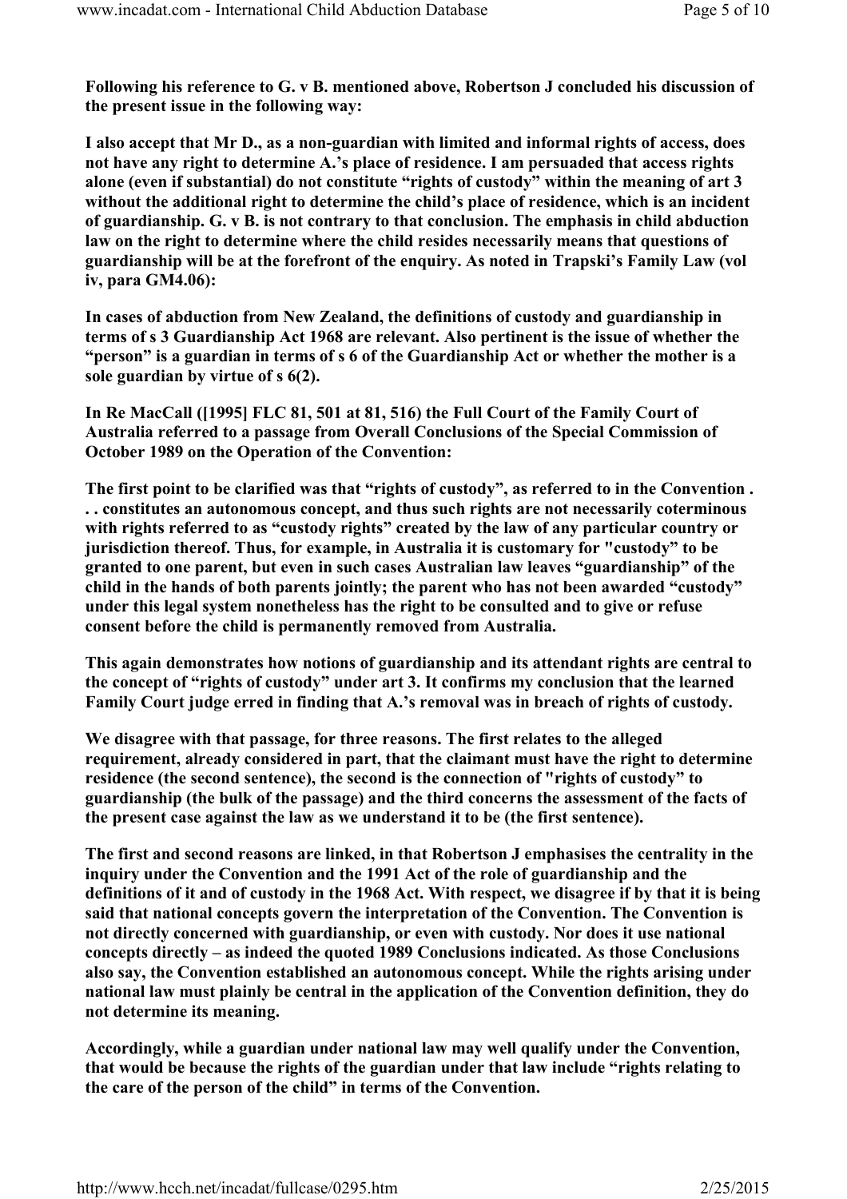**Following his reference to G. v B. mentioned above, Robertson J concluded his discussion of the present issue in the following way:**

**I also accept that Mr D., as a non-guardian with limited and informal rights of access, does not have any right to determine A.'s place of residence. I am persuaded that access rights alone (even if substantial) do not constitute "rights of custody" within the meaning of art 3 without the additional right to determine the child's place of residence, which is an incident of guardianship. G. v B. is not contrary to that conclusion. The emphasis in child abduction law on the right to determine where the child resides necessarily means that questions of guardianship will be at the forefront of the enquiry. As noted in Trapski's Family Law (vol iv, para GM4.06):**

**In cases of abduction from New Zealand, the definitions of custody and guardianship in terms of s 3 Guardianship Act 1968 are relevant. Also pertinent is the issue of whether the "person" is a guardian in terms of s 6 of the Guardianship Act or whether the mother is a sole guardian by virtue of s 6(2).**

**In Re MacCall ([1995] FLC 81, 501 at 81, 516) the Full Court of the Family Court of Australia referred to a passage from Overall Conclusions of the Special Commission of October 1989 on the Operation of the Convention:**

**The first point to be clarified was that "rights of custody", as referred to in the Convention . . . constitutes an autonomous concept, and thus such rights are not necessarily coterminous with rights referred to as "custody rights" created by the law of any particular country or jurisdiction thereof. Thus, for example, in Australia it is customary for "custody" to be granted to one parent, but even in such cases Australian law leaves "guardianship" of the child in the hands of both parents jointly; the parent who has not been awarded "custody" under this legal system nonetheless has the right to be consulted and to give or refuse consent before the child is permanently removed from Australia.**

**This again demonstrates how notions of guardianship and its attendant rights are central to the concept of "rights of custody" under art 3. It confirms my conclusion that the learned Family Court judge erred in finding that A.'s removal was in breach of rights of custody.**

**We disagree with that passage, for three reasons. The first relates to the alleged requirement, already considered in part, that the claimant must have the right to determine residence (the second sentence), the second is the connection of "rights of custody" to guardianship (the bulk of the passage) and the third concerns the assessment of the facts of the present case against the law as we understand it to be (the first sentence).**

**The first and second reasons are linked, in that Robertson J emphasises the centrality in the inquiry under the Convention and the 1991 Act of the role of guardianship and the definitions of it and of custody in the 1968 Act. With respect, we disagree if by that it is being said that national concepts govern the interpretation of the Convention. The Convention is not directly concerned with guardianship, or even with custody. Nor does it use national concepts directly – as indeed the quoted 1989 Conclusions indicated. As those Conclusions also say, the Convention established an autonomous concept. While the rights arising under national law must plainly be central in the application of the Convention definition, they do not determine its meaning.**

**Accordingly, while a guardian under national law may well qualify under the Convention, that would be because the rights of the guardian under that law include "rights relating to the care of the person of the child" in terms of the Convention.**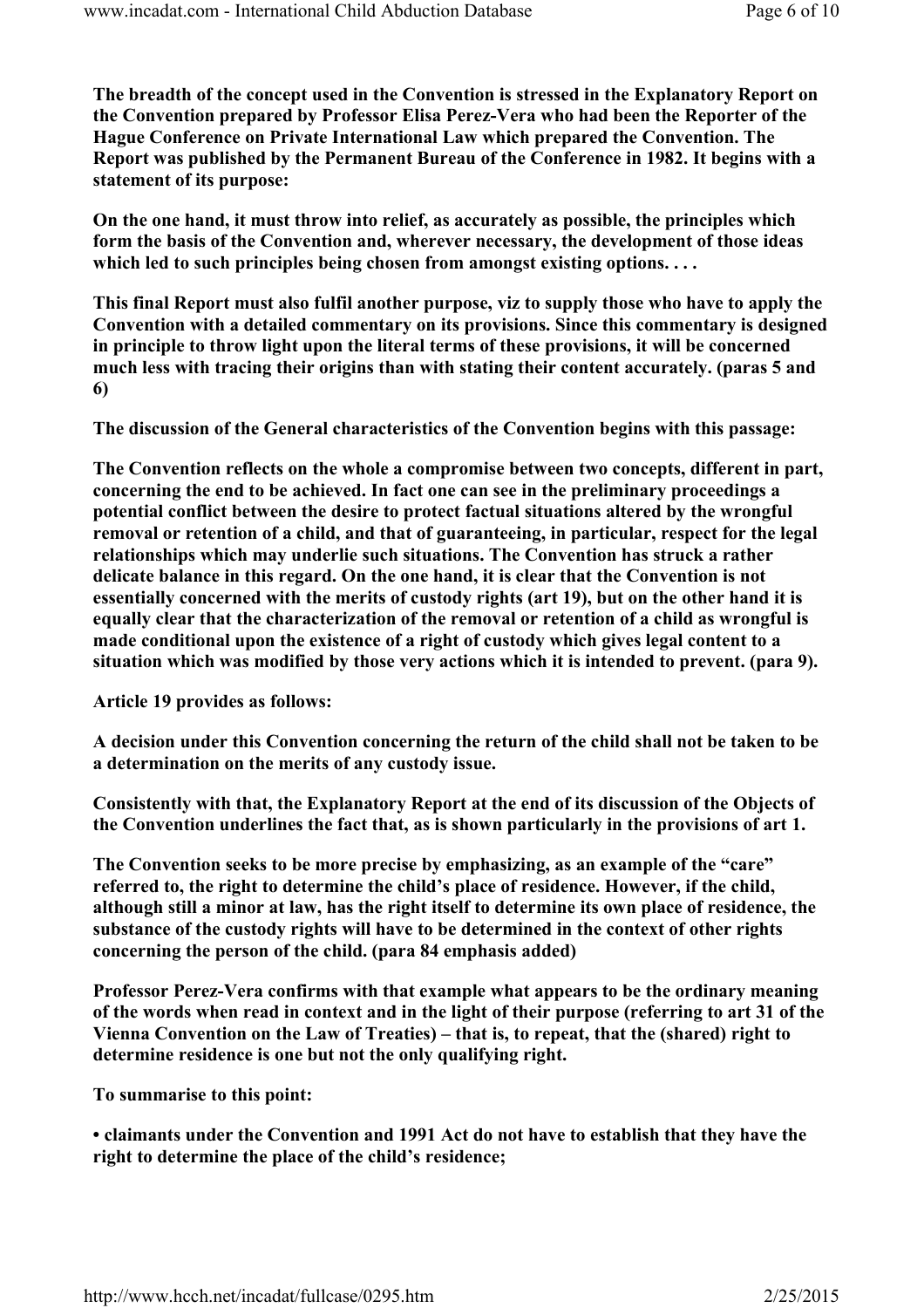**The breadth of the concept used in the Convention is stressed in the Explanatory Report on the Convention prepared by Professor Elisa Perez-Vera who had been the Reporter of the Hague Conference on Private International Law which prepared the Convention. The Report was published by the Permanent Bureau of the Conference in 1982. It begins with a statement of its purpose:**

**On the one hand, it must throw into relief, as accurately as possible, the principles which form the basis of the Convention and, wherever necessary, the development of those ideas which led to such principles being chosen from amongst existing options. . . .**

**This final Report must also fulfil another purpose, viz to supply those who have to apply the Convention with a detailed commentary on its provisions. Since this commentary is designed in principle to throw light upon the literal terms of these provisions, it will be concerned much less with tracing their origins than with stating their content accurately. (paras 5 and 6)**

**The discussion of the General characteristics of the Convention begins with this passage:**

**The Convention reflects on the whole a compromise between two concepts, different in part, concerning the end to be achieved. In fact one can see in the preliminary proceedings a potential conflict between the desire to protect factual situations altered by the wrongful removal or retention of a child, and that of guaranteeing, in particular, respect for the legal relationships which may underlie such situations. The Convention has struck a rather delicate balance in this regard. On the one hand, it is clear that the Convention is not essentially concerned with the merits of custody rights (art 19), but on the other hand it is equally clear that the characterization of the removal or retention of a child as wrongful is made conditional upon the existence of a right of custody which gives legal content to a situation which was modified by those very actions which it is intended to prevent. (para 9).**

**Article 19 provides as follows:**

**A decision under this Convention concerning the return of the child shall not be taken to be a determination on the merits of any custody issue.**

**Consistently with that, the Explanatory Report at the end of its discussion of the Objects of the Convention underlines the fact that, as is shown particularly in the provisions of art 1.**

**The Convention seeks to be more precise by emphasizing, as an example of the "care" referred to, the right to determine the child's place of residence. However, if the child, although still a minor at law, has the right itself to determine its own place of residence, the substance of the custody rights will have to be determined in the context of other rights concerning the person of the child. (para 84 emphasis added)**

**Professor Perez-Vera confirms with that example what appears to be the ordinary meaning of the words when read in context and in the light of their purpose (referring to art 31 of the Vienna Convention on the Law of Treaties) – that is, to repeat, that the (shared) right to determine residence is one but not the only qualifying right.**

**To summarise to this point:**

- **claimants under the Convention and 1991 Act do not have to establish that they have the right to determine the place of the child's residence;**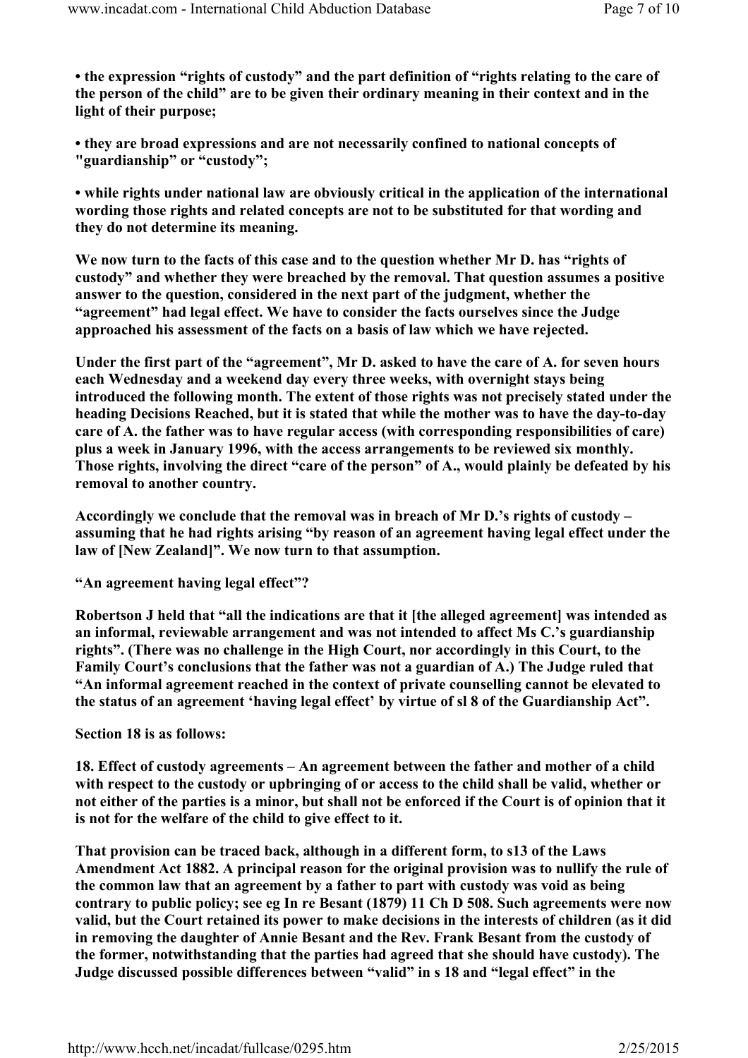**• the expression "rights of custody" and the part definition of "rights relating to the care of the person of the child" are to be given their ordinary meaning in their context and in the light of their purpose;**

**• they are broad expressions and are not necessarily confined to national concepts of "guardianship" or "custody";**

**• while rights under national law are obviously critical in the application of the international wording those rights and related concepts are not to be substituted for that wording and they do not determine its meaning.**

**We now turn to the facts of this case and to the question whether Mr D. has "rights of custody" and whether they were breached by the removal. That question assumes a positive answer to the question, considered in the next part of the judgment, whether the "agreement" had legal effect. We have to consider the facts ourselves since the Judge approached his assessment of the facts on a basis of law which we have rejected.**

**Under the first part of the "agreement", Mr D. asked to have the care of A. for seven hours each Wednesday and a weekend day every three weeks, with overnight stays being introduced the following month. The extent of those rights was not precisely stated under the heading Decisions Reached, but it is stated that while the mother was to have the day-to-day care of A. the father was to have regular access (with corresponding responsibilities of care) plus a week in January 1996, with the access arrangements to be reviewed six monthly. Those rights, involving the direct "care of the person" of A., would plainly be defeated by his removal to another country.**

**Accordingly we conclude that the removal was in breach of Mr D.'s rights of custody – assuming that he had rights arising "by reason of an agreement having legal effect under the law of [New Zealand]". We now turn to that assumption.**

**"An agreement having legal effect"?**

**Robertson J held that "all the indications are that it [the alleged agreement] was intended as an informal, reviewable arrangement and was not intended to affect Ms C.'s guardianship rights". (There was no challenge in the High Court, nor accordingly in this Court, to the Family Court's conclusions that the father was not a guardian of A.) The Judge ruled that "An informal agreement reached in the context of private counselling cannot be elevated to the status of an agreement 'having legal effect' by virtue of sl 8 of the Guardianship Act".**

**Section 18 is as follows:**

**18. Effect of custody agreements – An agreement between the father and mother of a child with respect to the custody or upbringing of or access to the child shall be valid, whether or not either of the parties is a minor, but shall not be enforced if the Court is of opinion that it is not for the welfare of the child to give effect to it.**

**That provision can be traced back, although in a different form, to s13 of the Laws Amendment Act 1882. A principal reason for the original provision was to nullify the rule of the common law that an agreement by a father to part with custody was void as being contrary to public policy; see eg In re Besant (1879) 11 Ch D 508. Such agreements were now valid, but the Court retained its power to make decisions in the interests of children (as it did in removing the daughter of Annie Besant and the Rev. Frank Besant from the custody of the former, notwithstanding that the parties had agreed that she should have custody). The Judge discussed possible differences between "valid" in s 18 and "legal effect" in the**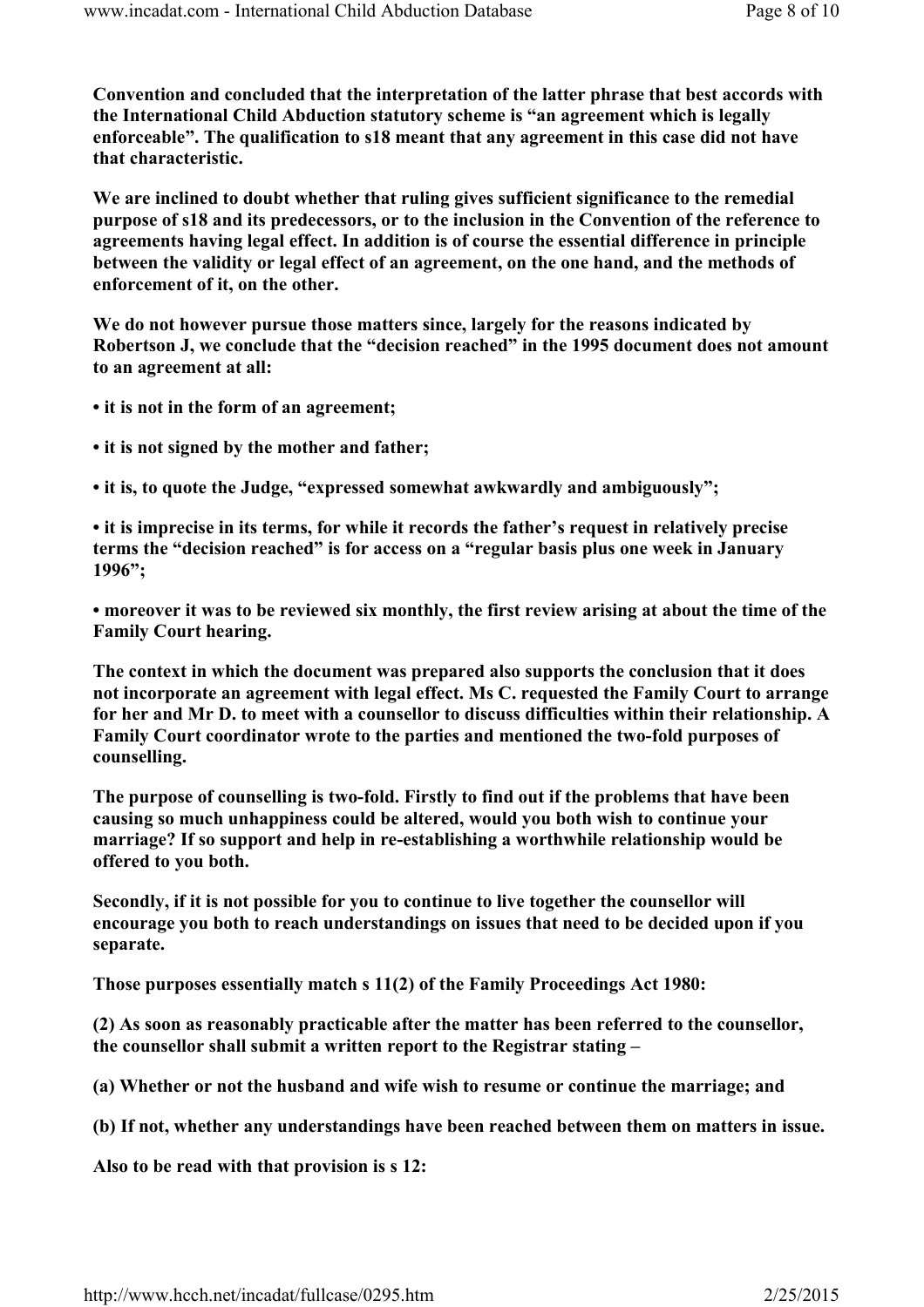**Convention and concluded that the interpretation of the latter phrase that best accords with the International Child Abduction statutory scheme is "an agreement which is legally enforceable". The qualification to s18 meant that any agreement in this case did not have that characteristic.**

**We are inclined to doubt whether that ruling gives sufficient significance to the remedial purpose of s18 and its predecessors, or to the inclusion in the Convention of the reference to agreements having legal effect. In addition is of course the essential difference in principle between the validity or legal effect of an agreement, on the one hand, and the methods of enforcement of it, on the other.**

**We do not however pursue those matters since, largely for the reasons indicated by Robertson J, we conclude that the "decision reached" in the 1995 document does not amount to an agreement at all:**

- **it is not in the form of an agreement;**
- **it is not signed by the mother and father;**
- **it is, to quote the Judge, "expressed somewhat awkwardly and ambiguously";**
- **it is imprecise in its terms, for while it records the father's request in relatively precise terms the "decision reached" is for access on a "regular basis plus one week in January 1996";**
- **moreover it was to be reviewed six monthly, the first review arising at about the time of the Family Court hearing.**

**The context in which the document was prepared also supports the conclusion that it does not incorporate an agreement with legal effect. Ms C. requested the Family Court to arrange for her and Mr D. to meet with a counsellor to discuss difficulties within their relationship. A Family Court coordinator wrote to the parties and mentioned the two-fold purposes of counselling.**

**The purpose of counselling is two-fold. Firstly to find out if the problems that have been causing so much unhappiness could be altered, would you both wish to continue your marriage? If so support and help in re-establishing a worthwhile relationship would be offered to you both.**

**Secondly, if it is not possible for you to continue to live together the counsellor will encourage you both to reach understandings on issues that need to be decided upon if you separate.**

**Those purposes essentially match s 11(2) of the Family Proceedings Act 1980:**

**(2) As soon as reasonably practicable after the matter has been referred to the counsellor, the counsellor shall submit a written report to the Registrar stating –**

**(a) Whether or not the husband and wife wish to resume or continue the marriage; and**

**(b) If not, whether any understandings have been reached between them on matters in issue.**

**Also to be read with that provision is s 12:**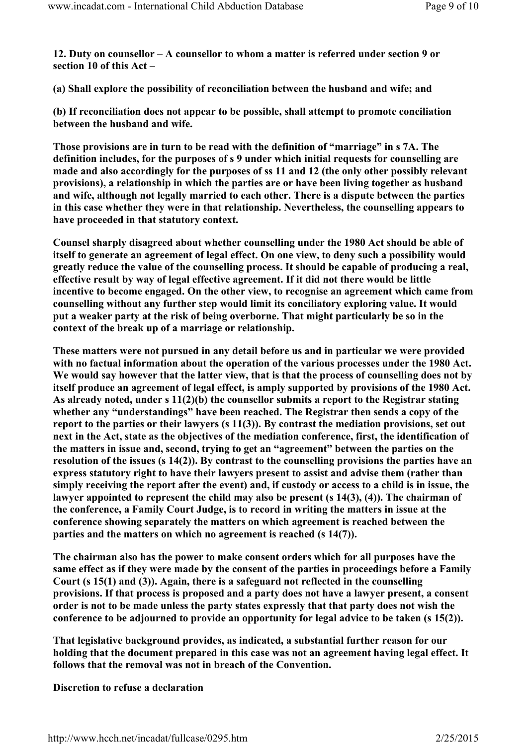**12. Duty on counsellor – A counsellor to whom a matter is referred under section 9 or section 10 of this Act –**

**(a) Shall explore the possibility of reconciliation between the husband and wife; and**

**(b) If reconciliation does not appear to be possible, shall attempt to promote conciliation between the husband and wife.**

**Those provisions are in turn to be read with the definition of "marriage" in s 7A. The definition includes, for the purposes of s 9 under which initial requests for counselling are made and also accordingly for the purposes of ss 11 and 12 (the only other possibly relevant provisions), a relationship in which the parties are or have been living together as husband and wife, although not legally married to each other. There is a dispute between the parties in this case whether they were in that relationship. Nevertheless, the counselling appears to have proceeded in that statutory context.**

**Counsel sharply disagreed about whether counselling under the 1980 Act should be able of itself to generate an agreement of legal effect. On one view, to deny such a possibility would greatly reduce the value of the counselling process. It should be capable of producing a real, effective result by way of legal effective agreement. If it did not there would be little incentive to become engaged. On the other view, to recognise an agreement which came from counselling without any further step would limit its conciliatory exploring value. It would put a weaker party at the risk of being overborne. That might particularly be so in the context of the break up of a marriage or relationship.**

**These matters were not pursued in any detail before us and in particular we were provided with no factual information about the operation of the various processes under the 1980 Act. We would say however that the latter view, that is that the process of counselling does not by itself produce an agreement of legal effect, is amply supported by provisions of the 1980 Act. As already noted, under s 11(2)(b) the counsellor submits a report to the Registrar stating whether any "understandings" have been reached. The Registrar then sends a copy of the report to the parties or their lawyers (s 11(3)). By contrast the mediation provisions, set out next in the Act, state as the objectives of the mediation conference, first, the identification of the matters in issue and, second, trying to get an "agreement" between the parties on the resolution of the issues (s 14(2)). By contrast to the counselling provisions the parties have an express statutory right to have their lawyers present to assist and advise them (rather than simply receiving the report after the event) and, if custody or access to a child is in issue, the lawyer appointed to represent the child may also be present (s 14(3), (4)). The chairman of the conference, a Family Court Judge, is to record in writing the matters in issue at the conference showing separately the matters on which agreement is reached between the parties and the matters on which no agreement is reached (s 14(7)).**

**The chairman also has the power to make consent orders which for all purposes have the same effect as if they were made by the consent of the parties in proceedings before a Family Court (s 15(1) and (3)). Again, there is a safeguard not reflected in the counselling provisions. If that process is proposed and a party does not have a lawyer present, a consent order is not to be made unless the party states expressly that that party does not wish the conference to be adjourned to provide an opportunity for legal advice to be taken (s 15(2)).**

**That legislative background provides, as indicated, a substantial further reason for our holding that the document prepared in this case was not an agreement having legal effect. It follows that the removal was not in breach of the Convention.**

**Discretion to refuse a declaration**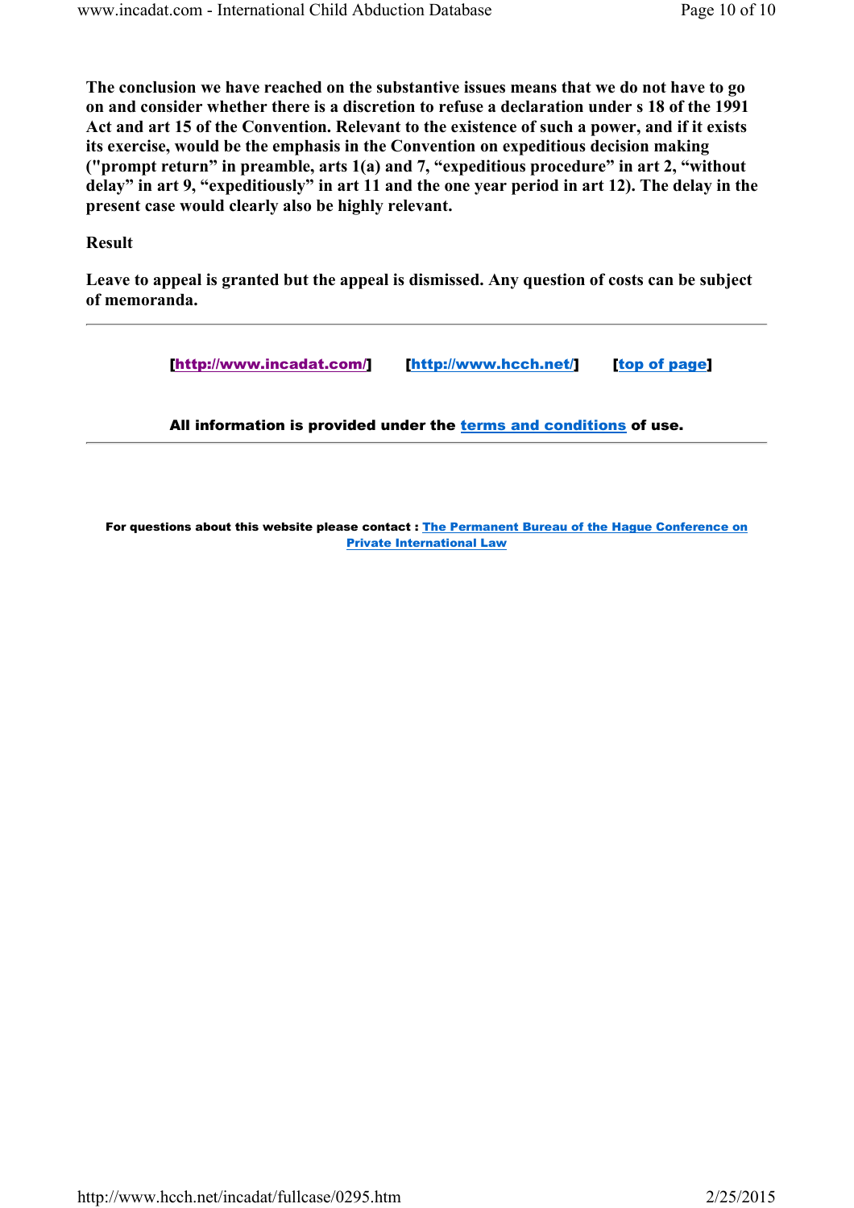**The conclusion we have reached on the substantive issues means that we do not have to go on and consider whether there is a discretion to refuse a declaration under s 18 of the 1991 Act and art 15 of the Convention. Relevant to the existence of such a power, and if it exists its exercise, would be the emphasis in the Convention on expeditious decision making ("prompt return" in preamble, arts 1(a) and 7, "expeditious procedure" in art 2, "without delay" in art 9, "expeditiously" in art 11 and the one year period in art 12). The delay in the present case would clearly also be highly relevant.**

**Result**

**Leave to appeal is granted but the appeal is dismissed. Any question of costs can be subject of memoranda.**

---

**[http://www.incadat.com/]** **[http://www.hcch.net/]** **[top of page]**

**All information is provided under the terms and conditions of use.**

---

**For questions about this website please contact : The Permanent Bureau of the Hague Conference on Private International Law**